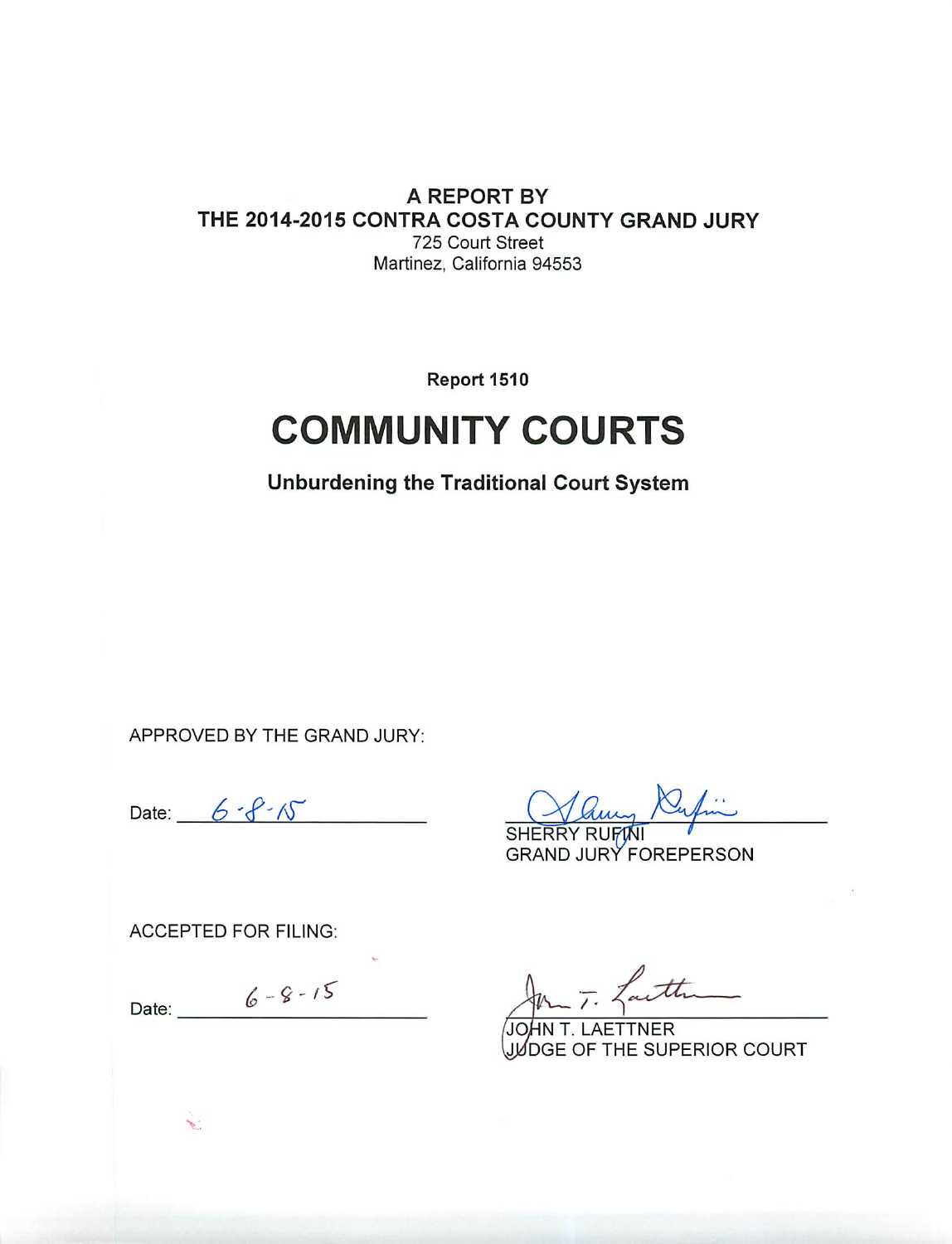**A REPORT BY**
**THE 2014-2015 CONTRA COSTA COUNTY GRAND JURY**
725 Court Street
Martinez, California 94553

**Report 1510**

# COMMUNITY COURTS

## Unburdening the Traditional Court System

APPROVED BY THE GRAND JURY:

Date: 6-8-15

SHERRY RUFINI
GRAND JURY FOREPERSON

ACCEPTED FOR FILING:

Date: 6-8-15

JOHN T. LAETTNER
JUDGE OF THE SUPERIOR COURT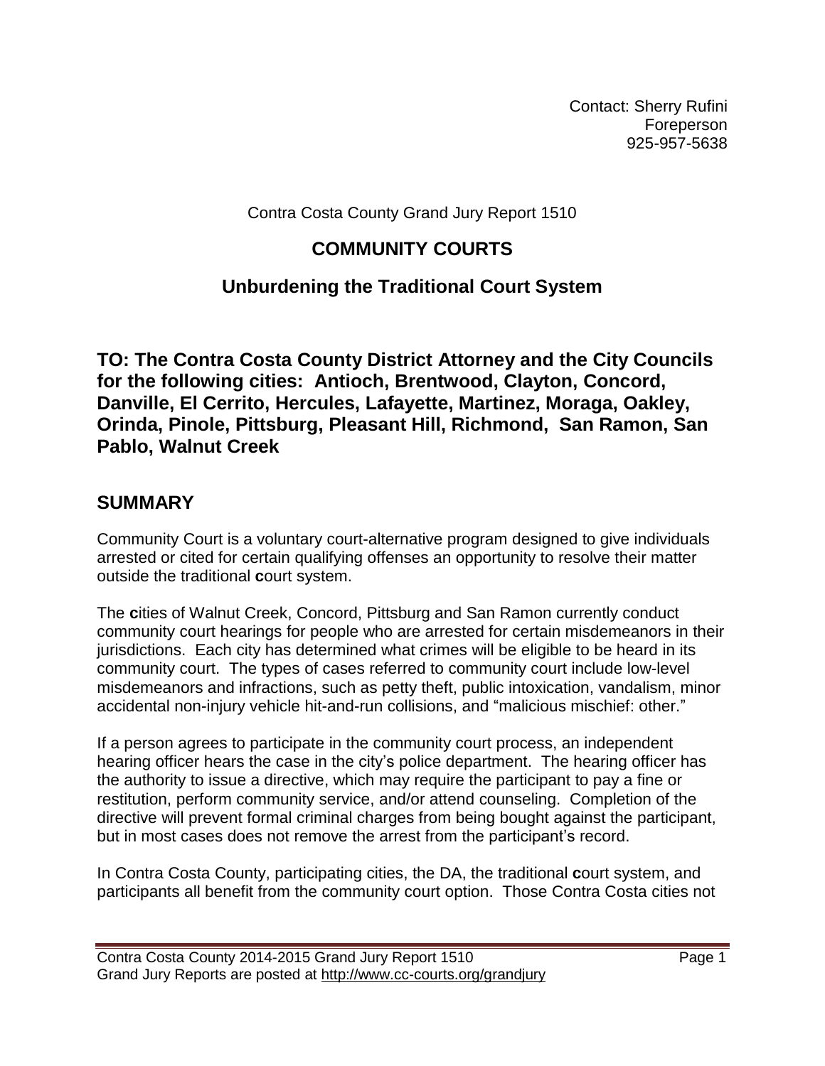Contact: Sherry Rufini
Foreperson
925-957-5638

Contra Costa County Grand Jury Report 1510

# COMMUNITY COURTS

## Unburdening the Traditional Court System

**TO: The Contra Costa County District Attorney and the City Councils for the following cities: Antioch, Brentwood, Clayton, Concord, Danville, El Cerrito, Hercules, Lafayette, Martinez, Moraga, Oakley, Orinda, Pinole, Pittsburg, Pleasant Hill, Richmond, San Ramon, San Pablo, Walnut Creek**

## SUMMARY

Community Court is a voluntary court-alternative program designed to give individuals arrested or cited for certain qualifying offenses an opportunity to resolve their matter outside the traditional **c**ourt system.

The **c**ities of Walnut Creek, Concord, Pittsburg and San Ramon currently conduct community court hearings for people who are arrested for certain misdemeanors in their jurisdictions. Each city has determined what crimes will be eligible to be heard in its community court. The types of cases referred to community court include low-level misdemeanors and infractions, such as petty theft, public intoxication, vandalism, minor accidental non-injury vehicle hit-and-run collisions, and "malicious mischief: other."

If a person agrees to participate in the community court process, an independent hearing officer hears the case in the city's police department. The hearing officer has the authority to issue a directive, which may require the participant to pay a fine or restitution, perform community service, and/or attend counseling. Completion of the directive will prevent formal criminal charges from being bought against the participant, but in most cases does not remove the arrest from the participant's record.

In Contra Costa County, participating cities, the DA, the traditional **c**ourt system, and participants all benefit from the community court option. Those Contra Costa cities not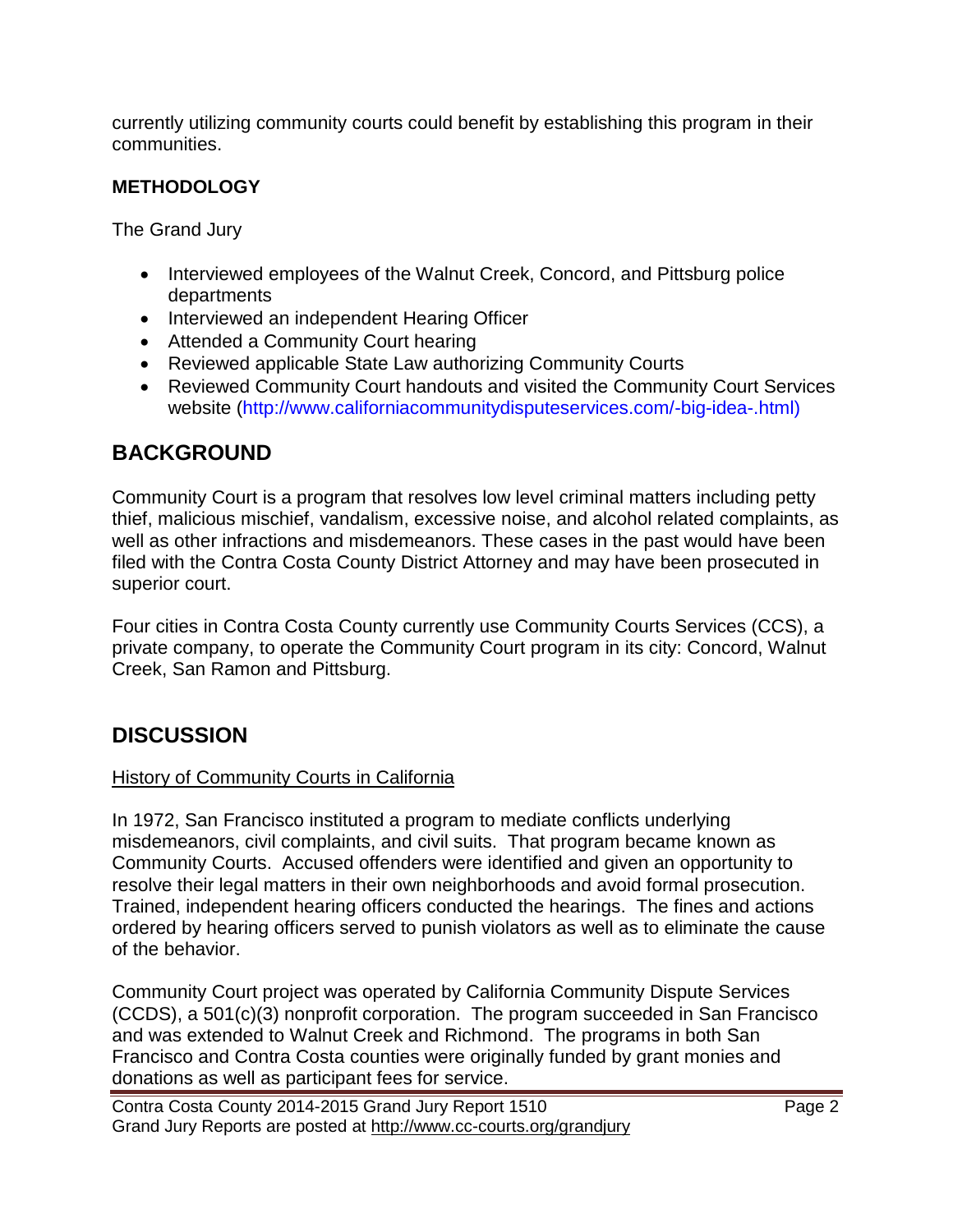currently utilizing community courts could benefit by establishing this program in their communities.

**METHODOLOGY**

The Grand Jury

- Interviewed employees of the Walnut Creek, Concord, and Pittsburg police departments
- Interviewed an independent Hearing Officer
- Attended a Community Court hearing
- Reviewed applicable State Law authorizing Community Courts
- Reviewed Community Court handouts and visited the Community Court Services website (http://www.californiacommunitydisputeservices.com/-big-idea-.html)

## BACKGROUND

Community Court is a program that resolves low level criminal matters including petty thief, malicious mischief, vandalism, excessive noise, and alcohol related complaints, as well as other infractions and misdemeanors. These cases in the past would have been filed with the Contra Costa County District Attorney and may have been prosecuted in superior court.

Four cities in Contra Costa County currently use Community Courts Services (CCS), a private company, to operate the Community Court program in its city: Concord, Walnut Creek, San Ramon and Pittsburg.

## DISCUSSION

History of Community Courts in California

In 1972, San Francisco instituted a program to mediate conflicts underlying misdemeanors, civil complaints, and civil suits. That program became known as Community Courts. Accused offenders were identified and given an opportunity to resolve their legal matters in their own neighborhoods and avoid formal prosecution. Trained, independent hearing officers conducted the hearings. The fines and actions ordered by hearing officers served to punish violators as well as to eliminate the cause of the behavior.

Community Court project was operated by California Community Dispute Services (CCDS), a 501(c)(3) nonprofit corporation. The program succeeded in San Francisco and was extended to Walnut Creek and Richmond. The programs in both San Francisco and Contra Costa counties were originally funded by grant monies and donations as well as participant fees for service.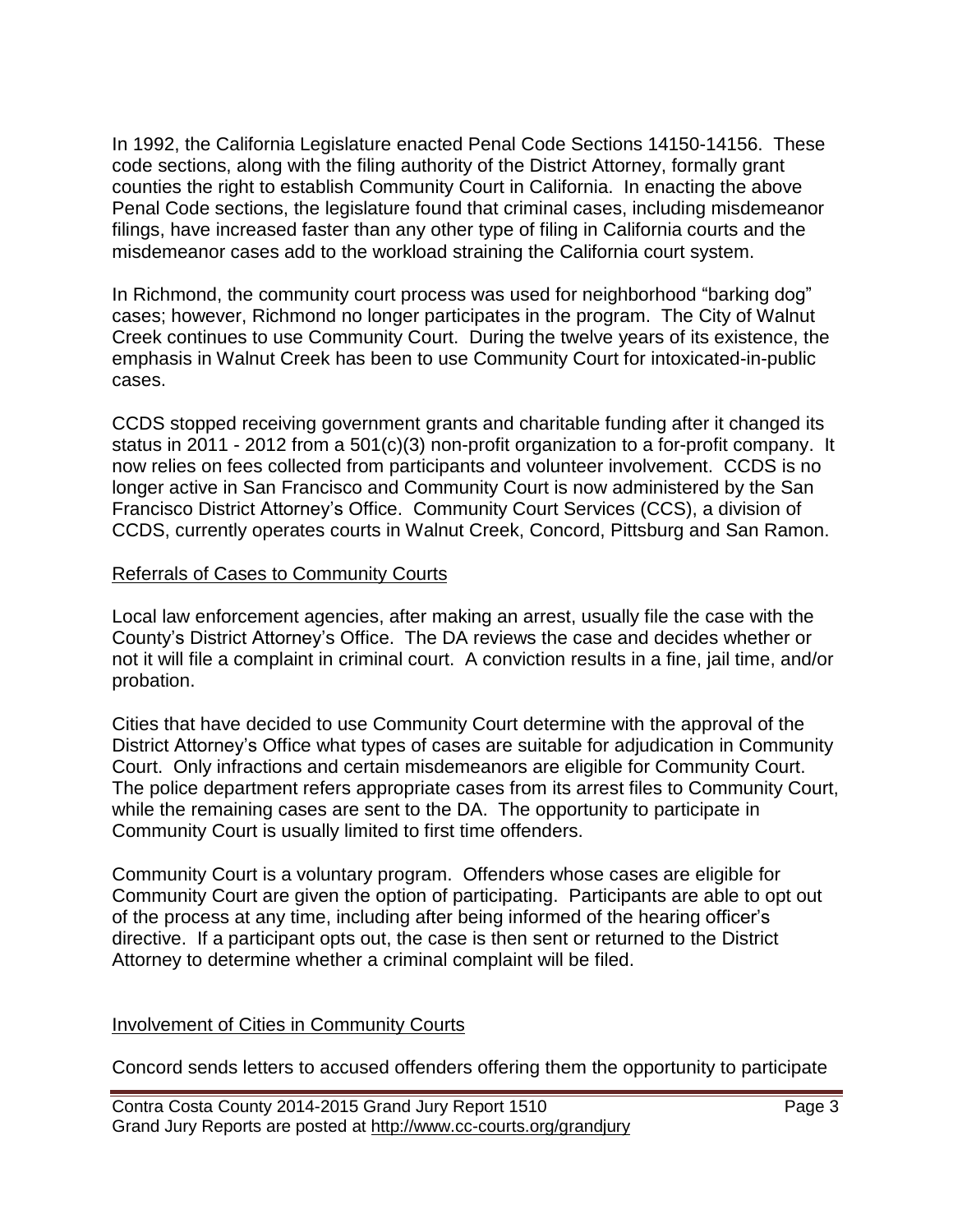In 1992, the California Legislature enacted Penal Code Sections 14150-14156. These code sections, along with the filing authority of the District Attorney, formally grant counties the right to establish Community Court in California. In enacting the above Penal Code sections, the legislature found that criminal cases, including misdemeanor filings, have increased faster than any other type of filing in California courts and the misdemeanor cases add to the workload straining the California court system.

In Richmond, the community court process was used for neighborhood "barking dog" cases; however, Richmond no longer participates in the program. The City of Walnut Creek continues to use Community Court. During the twelve years of its existence, the emphasis in Walnut Creek has been to use Community Court for intoxicated-in-public cases.

CCDS stopped receiving government grants and charitable funding after it changed its status in 2011 - 2012 from a 501(c)(3) non-profit organization to a for-profit company. It now relies on fees collected from participants and volunteer involvement. CCDS is no longer active in San Francisco and Community Court is now administered by the San Francisco District Attorney's Office. Community Court Services (CCS), a division of CCDS, currently operates courts in Walnut Creek, Concord, Pittsburg and San Ramon.

## Referrals of Cases to Community Courts

Local law enforcement agencies, after making an arrest, usually file the case with the County's District Attorney's Office. The DA reviews the case and decides whether or not it will file a complaint in criminal court. A conviction results in a fine, jail time, and/or probation.

Cities that have decided to use Community Court determine with the approval of the District Attorney's Office what types of cases are suitable for adjudication in Community Court. Only infractions and certain misdemeanors are eligible for Community Court. The police department refers appropriate cases from its arrest files to Community Court, while the remaining cases are sent to the DA. The opportunity to participate in Community Court is usually limited to first time offenders.

Community Court is a voluntary program. Offenders whose cases are eligible for Community Court are given the option of participating. Participants are able to opt out of the process at any time, including after being informed of the hearing officer's directive. If a participant opts out, the case is then sent or returned to the District Attorney to determine whether a criminal complaint will be filed.

## Involvement of Cities in Community Courts

Concord sends letters to accused offenders offering them the opportunity to participate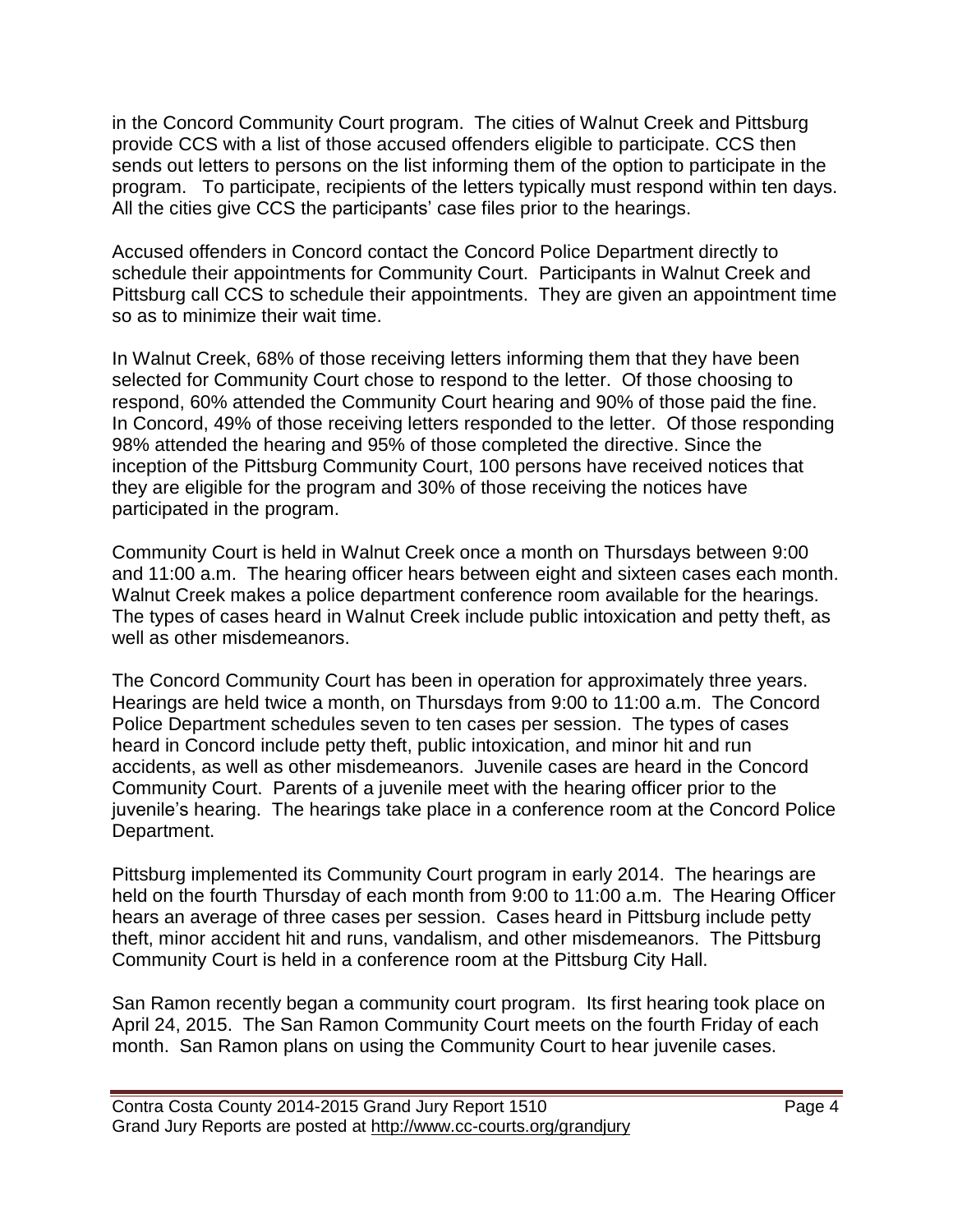in the Concord Community Court program. The cities of Walnut Creek and Pittsburg provide CCS with a list of those accused offenders eligible to participate. CCS then sends out letters to persons on the list informing them of the option to participate in the program. To participate, recipients of the letters typically must respond within ten days. All the cities give CCS the participants' case files prior to the hearings.

Accused offenders in Concord contact the Concord Police Department directly to schedule their appointments for Community Court. Participants in Walnut Creek and Pittsburg call CCS to schedule their appointments. They are given an appointment time so as to minimize their wait time.

In Walnut Creek, 68% of those receiving letters informing them that they have been selected for Community Court chose to respond to the letter. Of those choosing to respond, 60% attended the Community Court hearing and 90% of those paid the fine. In Concord, 49% of those receiving letters responded to the letter. Of those responding 98% attended the hearing and 95% of those completed the directive. Since the inception of the Pittsburg Community Court, 100 persons have received notices that they are eligible for the program and 30% of those receiving the notices have participated in the program.

Community Court is held in Walnut Creek once a month on Thursdays between 9:00 and 11:00 a.m. The hearing officer hears between eight and sixteen cases each month. Walnut Creek makes a police department conference room available for the hearings. The types of cases heard in Walnut Creek include public intoxication and petty theft, as well as other misdemeanors.

The Concord Community Court has been in operation for approximately three years. Hearings are held twice a month, on Thursdays from 9:00 to 11:00 a.m. The Concord Police Department schedules seven to ten cases per session. The types of cases heard in Concord include petty theft, public intoxication, and minor hit and run accidents, as well as other misdemeanors. Juvenile cases are heard in the Concord Community Court. Parents of a juvenile meet with the hearing officer prior to the juvenile's hearing. The hearings take place in a conference room at the Concord Police Department.

Pittsburg implemented its Community Court program in early 2014. The hearings are held on the fourth Thursday of each month from 9:00 to 11:00 a.m. The Hearing Officer hears an average of three cases per session. Cases heard in Pittsburg include petty theft, minor accident hit and runs, vandalism, and other misdemeanors. The Pittsburg Community Court is held in a conference room at the Pittsburg City Hall.

San Ramon recently began a community court program. Its first hearing took place on April 24, 2015. The San Ramon Community Court meets on the fourth Friday of each month. San Ramon plans on using the Community Court to hear juvenile cases.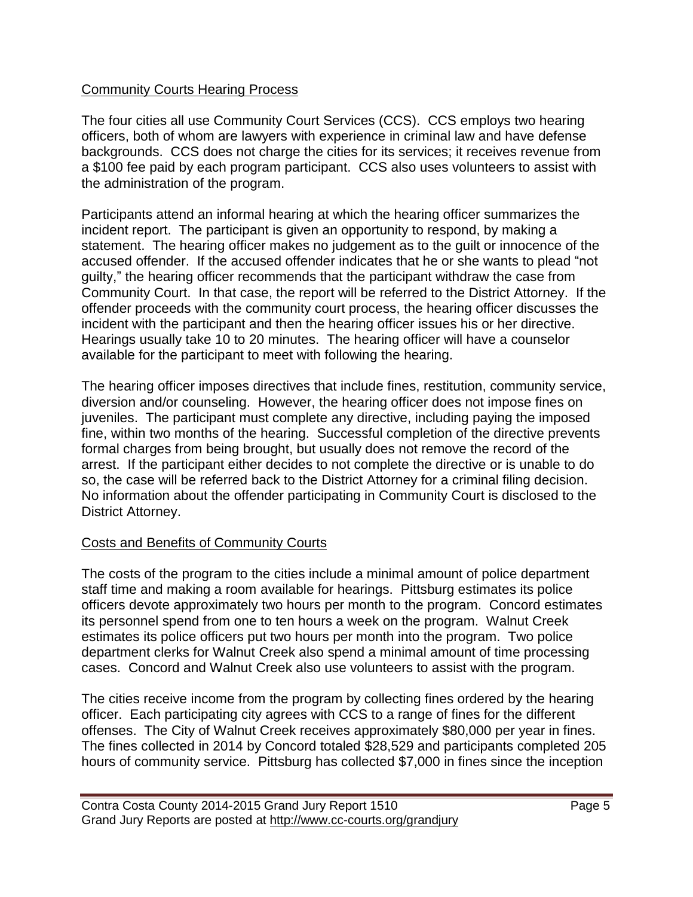## Community Courts Hearing Process

The four cities all use Community Court Services (CCS). CCS employs two hearing officers, both of whom are lawyers with experience in criminal law and have defense backgrounds. CCS does not charge the cities for its services; it receives revenue from a $100 fee paid by each program participant. CCS also uses volunteers to assist with the administration of the program.

Participants attend an informal hearing at which the hearing officer summarizes the incident report. The participant is given an opportunity to respond, by making a statement. The hearing officer makes no judgement as to the guilt or innocence of the accused offender. If the accused offender indicates that he or she wants to plead "not guilty," the hearing officer recommends that the participant withdraw the case from Community Court. In that case, the report will be referred to the District Attorney. If the offender proceeds with the community court process, the hearing officer discusses the incident with the participant and then the hearing officer issues his or her directive. Hearings usually take 10 to 20 minutes. The hearing officer will have a counselor available for the participant to meet with following the hearing.

The hearing officer imposes directives that include fines, restitution, community service, diversion and/or counseling. However, the hearing officer does not impose fines on juveniles. The participant must complete any directive, including paying the imposed fine, within two months of the hearing. Successful completion of the directive prevents formal charges from being brought, but usually does not remove the record of the arrest. If the participant either decides to not complete the directive or is unable to do so, the case will be referred back to the District Attorney for a criminal filing decision. No information about the offender participating in Community Court is disclosed to the District Attorney.

## Costs and Benefits of Community Courts

The costs of the program to the cities include a minimal amount of police department staff time and making a room available for hearings. Pittsburg estimates its police officers devote approximately two hours per month to the program. Concord estimates its personnel spend from one to ten hours a week on the program. Walnut Creek estimates its police officers put two hours per month into the program. Two police department clerks for Walnut Creek also spend a minimal amount of time processing cases. Concord and Walnut Creek also use volunteers to assist with the program.

The cities receive income from the program by collecting fines ordered by the hearing officer. Each participating city agrees with CCS to a range of fines for the different offenses. The City of Walnut Creek receives approximately $80,000 per year in fines. The fines collected in 2014 by Concord totaled $28,529 and participants completed 205 hours of community service. Pittsburg has collected $7,000 in fines since the inception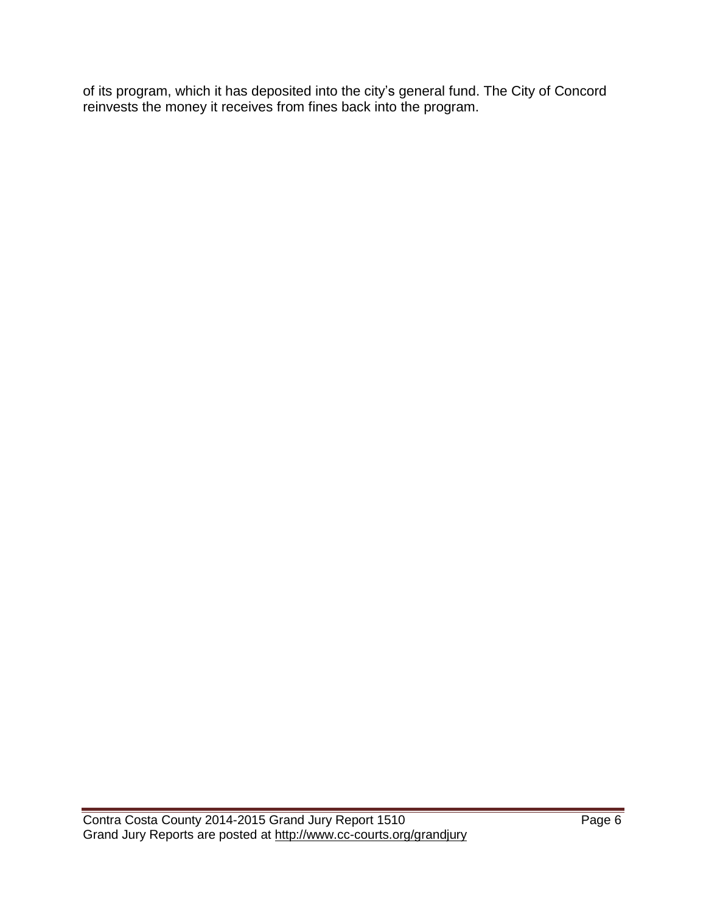of its program, which it has deposited into the city's general fund. The City of Concord reinvests the money it receives from fines back into the program.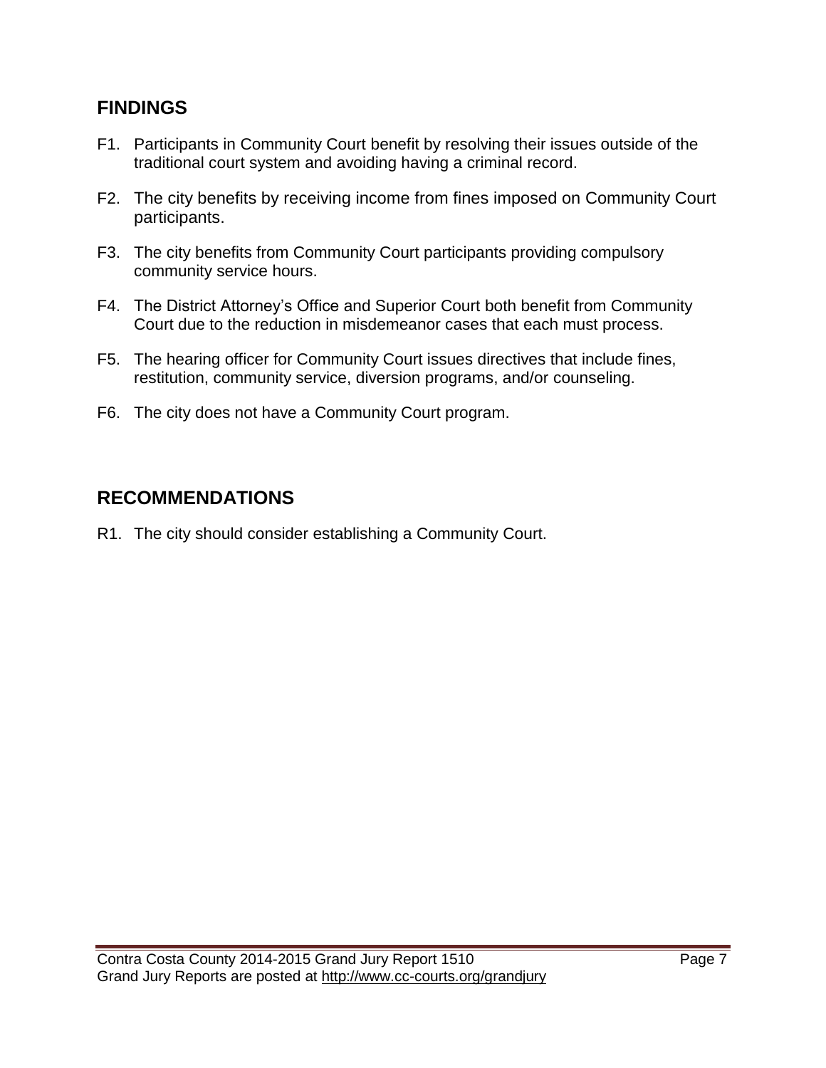## FINDINGS

F1. Participants in Community Court benefit by resolving their issues outside of the traditional court system and avoiding having a criminal record.

F2. The city benefits by receiving income from fines imposed on Community Court participants.

F3. The city benefits from Community Court participants providing compulsory community service hours.

F4. The District Attorney's Office and Superior Court both benefit from Community Court due to the reduction in misdemeanor cases that each must process.

F5. The hearing officer for Community Court issues directives that include fines, restitution, community service, diversion programs, and/or counseling.

F6. The city does not have a Community Court program.

## RECOMMENDATIONS

R1. The city should consider establishing a Community Court.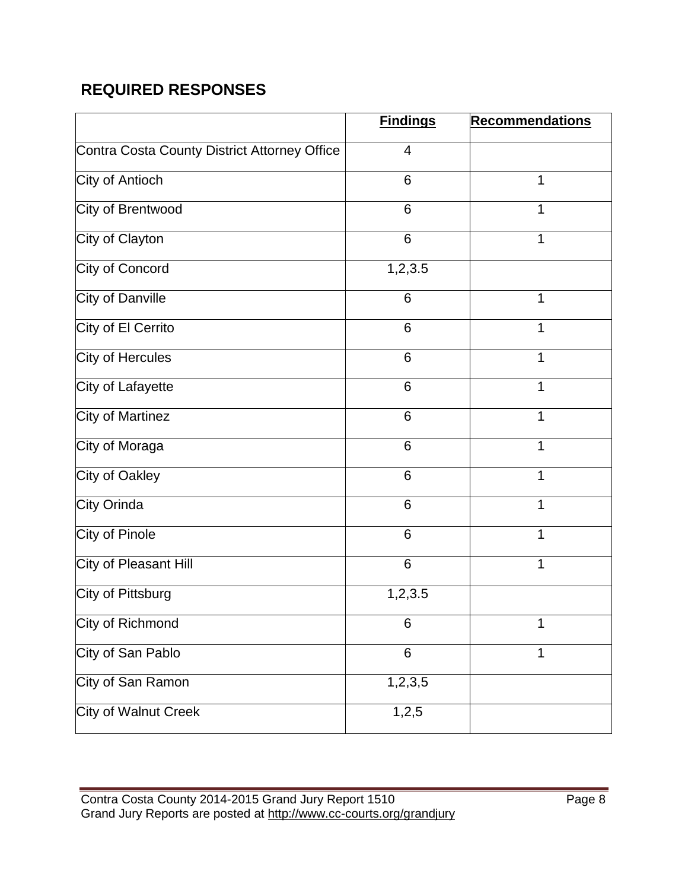## REQUIRED RESPONSES

| | **Findings** | **Recommendations** |
|---|---|---|
| Contra Costa County District Attorney Office | 4 | |
| City of Antioch | 6 | 1 |
| City of Brentwood | 6 | 1 |
| City of Clayton | 6 | 1 |
| City of Concord | 1,2,3.5 | |
| City of Danville | 6 | 1 |
| City of El Cerrito | 6 | 1 |
| City of Hercules | 6 | 1 |
| City of Lafayette | 6 | 1 |
| City of Martinez | 6 | 1 |
| City of Moraga | 6 | 1 |
| City of Oakley | 6 | 1 |
| City Orinda | 6 | 1 |
| City of Pinole | 6 | 1 |
| City of Pleasant Hill | 6 | 1 |
| City of Pittsburg | 1,2,3.5 | |
| City of Richmond | 6 | 1 |
| City of San Pablo | 6 | 1 |
| City of San Ramon | 1,2,3,5 | |
| City of Walnut Creek | 1,2,5 | |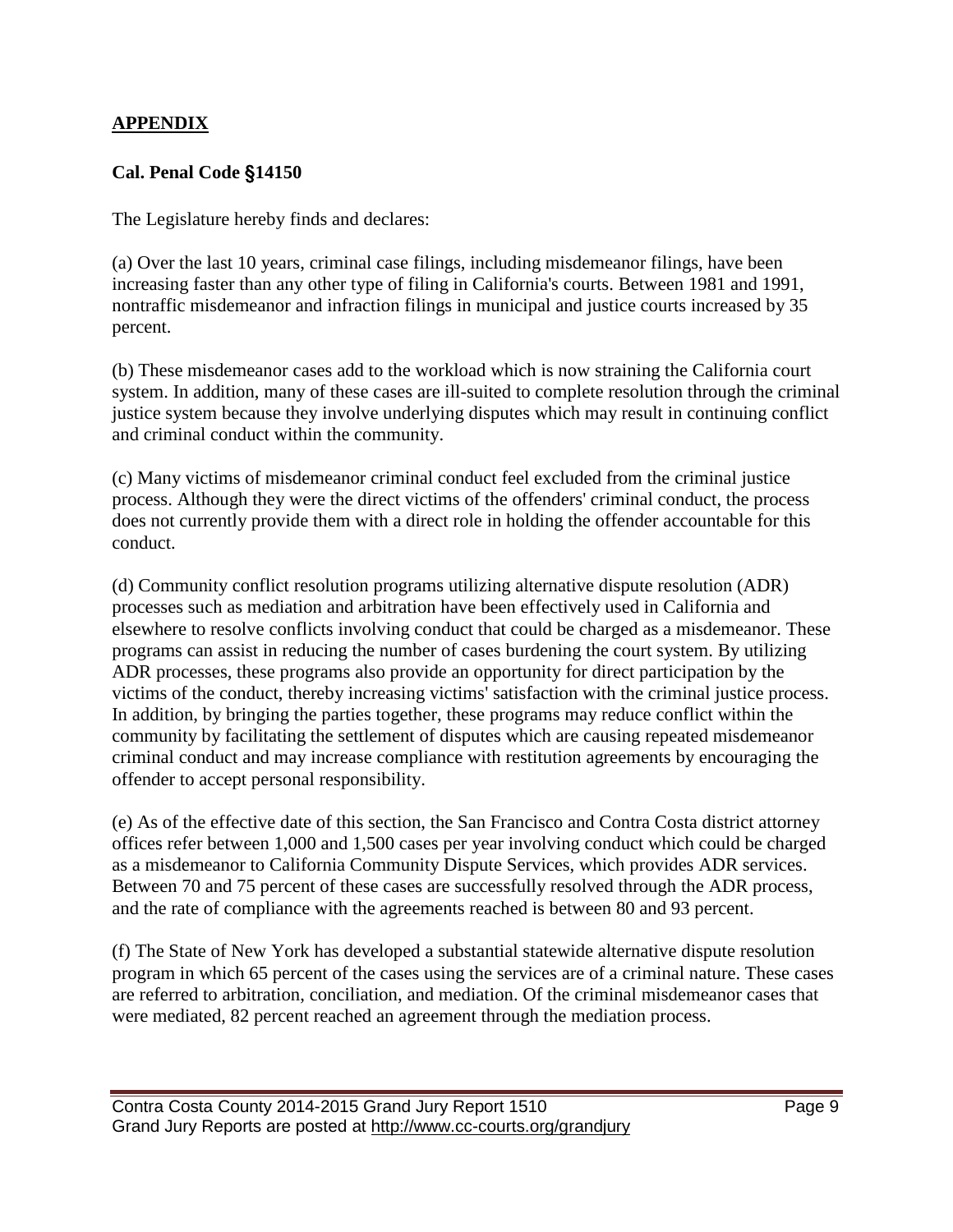## APPENDIX

### Cal. Penal Code §14150

The Legislature hereby finds and declares:

(a) Over the last 10 years, criminal case filings, including misdemeanor filings, have been increasing faster than any other type of filing in California's courts. Between 1981 and 1991, nontraffic misdemeanor and infraction filings in municipal and justice courts increased by 35 percent.

(b) These misdemeanor cases add to the workload which is now straining the California court system. In addition, many of these cases are ill-suited to complete resolution through the criminal justice system because they involve underlying disputes which may result in continuing conflict and criminal conduct within the community.

(c) Many victims of misdemeanor criminal conduct feel excluded from the criminal justice process. Although they were the direct victims of the offenders' criminal conduct, the process does not currently provide them with a direct role in holding the offender accountable for this conduct.

(d) Community conflict resolution programs utilizing alternative dispute resolution (ADR) processes such as mediation and arbitration have been effectively used in California and elsewhere to resolve conflicts involving conduct that could be charged as a misdemeanor. These programs can assist in reducing the number of cases burdening the court system. By utilizing ADR processes, these programs also provide an opportunity for direct participation by the victims of the conduct, thereby increasing victims' satisfaction with the criminal justice process. In addition, by bringing the parties together, these programs may reduce conflict within the community by facilitating the settlement of disputes which are causing repeated misdemeanor criminal conduct and may increase compliance with restitution agreements by encouraging the offender to accept personal responsibility.

(e) As of the effective date of this section, the San Francisco and Contra Costa district attorney offices refer between 1,000 and 1,500 cases per year involving conduct which could be charged as a misdemeanor to California Community Dispute Services, which provides ADR services. Between 70 and 75 percent of these cases are successfully resolved through the ADR process, and the rate of compliance with the agreements reached is between 80 and 93 percent.

(f) The State of New York has developed a substantial statewide alternative dispute resolution program in which 65 percent of the cases using the services are of a criminal nature. These cases are referred to arbitration, conciliation, and mediation. Of the criminal misdemeanor cases that were mediated, 82 percent reached an agreement through the mediation process.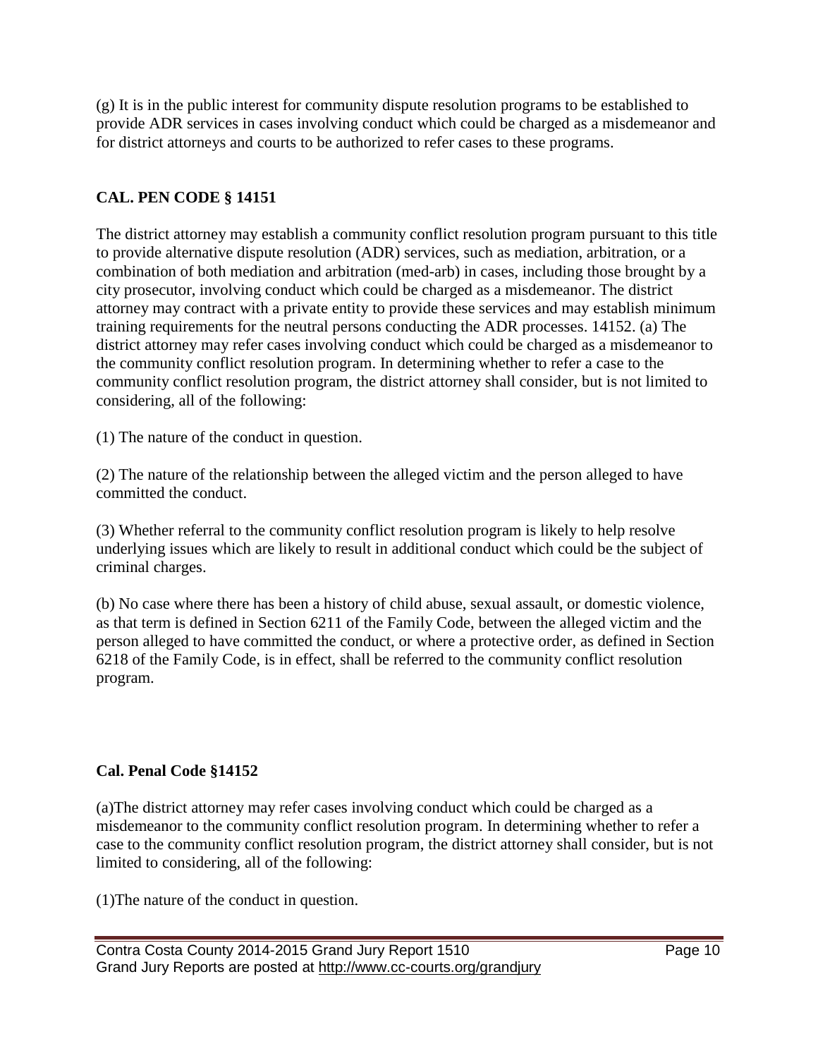(g) It is in the public interest for community dispute resolution programs to be established to provide ADR services in cases involving conduct which could be charged as a misdemeanor and for district attorneys and courts to be authorized to refer cases to these programs.

### CAL. PEN CODE § 14151

The district attorney may establish a community conflict resolution program pursuant to this title to provide alternative dispute resolution (ADR) services, such as mediation, arbitration, or a combination of both mediation and arbitration (med-arb) in cases, including those brought by a city prosecutor, involving conduct which could be charged as a misdemeanor. The district attorney may contract with a private entity to provide these services and may establish minimum training requirements for the neutral persons conducting the ADR processes. 14152. (a) The district attorney may refer cases involving conduct which could be charged as a misdemeanor to the community conflict resolution program. In determining whether to refer a case to the community conflict resolution program, the district attorney shall consider, but is not limited to considering, all of the following:

(1) The nature of the conduct in question.

(2) The nature of the relationship between the alleged victim and the person alleged to have committed the conduct.

(3) Whether referral to the community conflict resolution program is likely to help resolve underlying issues which are likely to result in additional conduct which could be the subject of criminal charges.

(b) No case where there has been a history of child abuse, sexual assault, or domestic violence, as that term is defined in Section 6211 of the Family Code, between the alleged victim and the person alleged to have committed the conduct, or where a protective order, as defined in Section 6218 of the Family Code, is in effect, shall be referred to the community conflict resolution program.

### Cal. Penal Code §14152

(a)The district attorney may refer cases involving conduct which could be charged as a misdemeanor to the community conflict resolution program. In determining whether to refer a case to the community conflict resolution program, the district attorney shall consider, but is not limited to considering, all of the following:

(1)The nature of the conduct in question.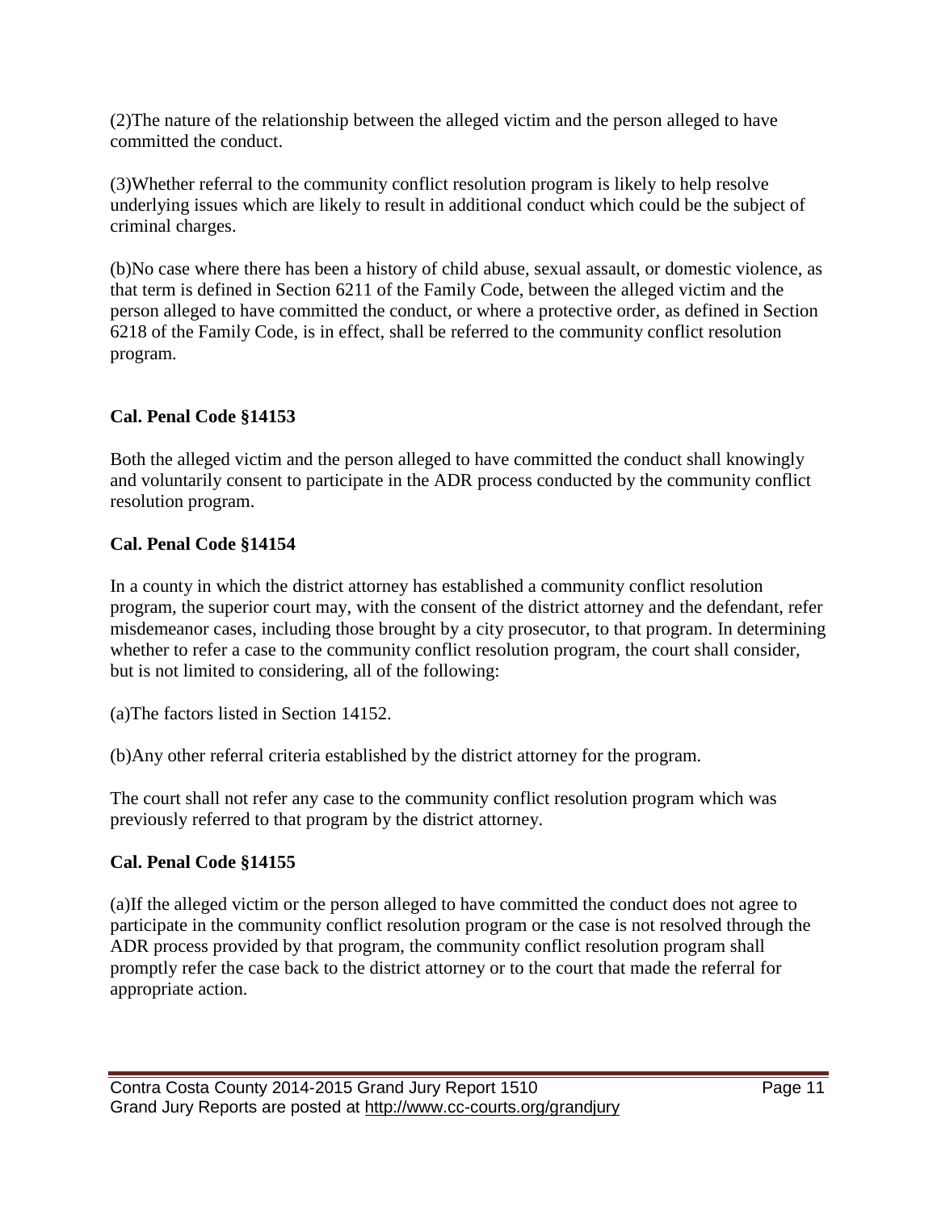(2)The nature of the relationship between the alleged victim and the person alleged to have committed the conduct.

(3)Whether referral to the community conflict resolution program is likely to help resolve underlying issues which are likely to result in additional conduct which could be the subject of criminal charges.

(b)No case where there has been a history of child abuse, sexual assault, or domestic violence, as that term is defined in Section 6211 of the Family Code, between the alleged victim and the person alleged to have committed the conduct, or where a protective order, as defined in Section 6218 of the Family Code, is in effect, shall be referred to the community conflict resolution program.

**Cal. Penal Code §14153**

Both the alleged victim and the person alleged to have committed the conduct shall knowingly and voluntarily consent to participate in the ADR process conducted by the community conflict resolution program.

**Cal. Penal Code §14154**

In a county in which the district attorney has established a community conflict resolution program, the superior court may, with the consent of the district attorney and the defendant, refer misdemeanor cases, including those brought by a city prosecutor, to that program. In determining whether to refer a case to the community conflict resolution program, the court shall consider, but is not limited to considering, all of the following:

(a)The factors listed in Section 14152.

(b)Any other referral criteria established by the district attorney for the program.

The court shall not refer any case to the community conflict resolution program which was previously referred to that program by the district attorney.

**Cal. Penal Code §14155**

(a)If the alleged victim or the person alleged to have committed the conduct does not agree to participate in the community conflict resolution program or the case is not resolved through the ADR process provided by that program, the community conflict resolution program shall promptly refer the case back to the district attorney or to the court that made the referral for appropriate action.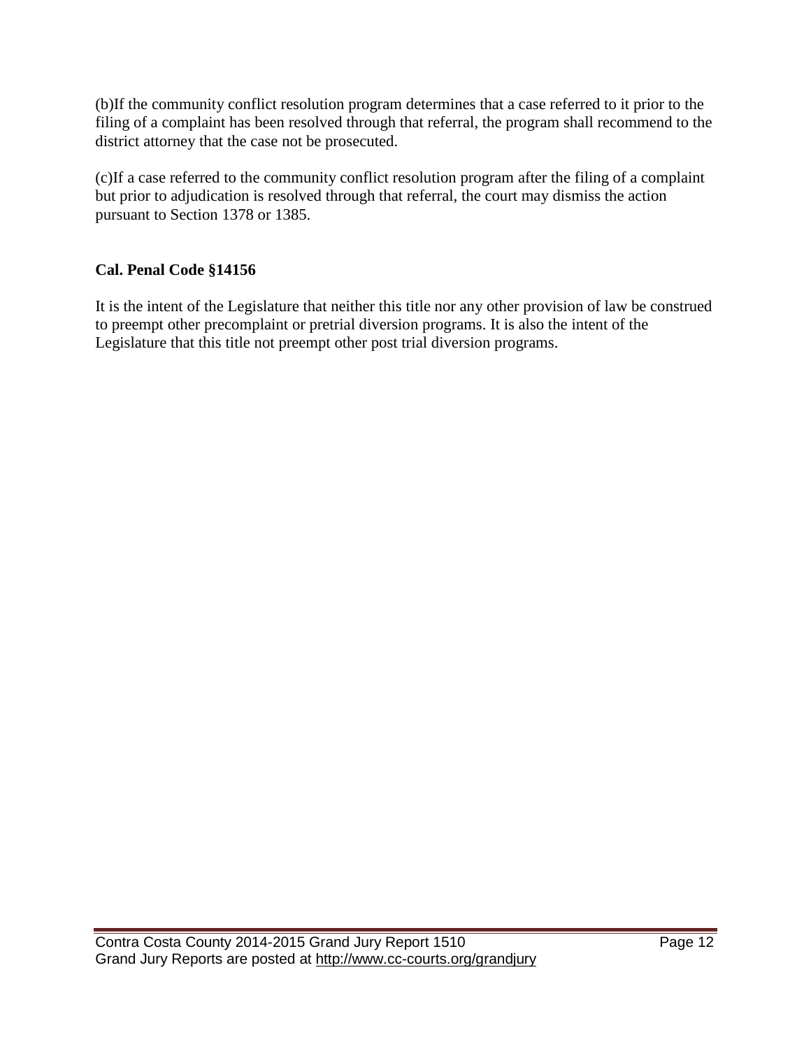(b)If the community conflict resolution program determines that a case referred to it prior to the filing of a complaint has been resolved through that referral, the program shall recommend to the district attorney that the case not be prosecuted.

(c)If a case referred to the community conflict resolution program after the filing of a complaint but prior to adjudication is resolved through that referral, the court may dismiss the action pursuant to Section 1378 or 1385.

**Cal. Penal Code §14156**

It is the intent of the Legislature that neither this title nor any other provision of law be construed to preempt other precomplaint or pretrial diversion programs. It is also the intent of the Legislature that this title not preempt other post trial diversion programs.